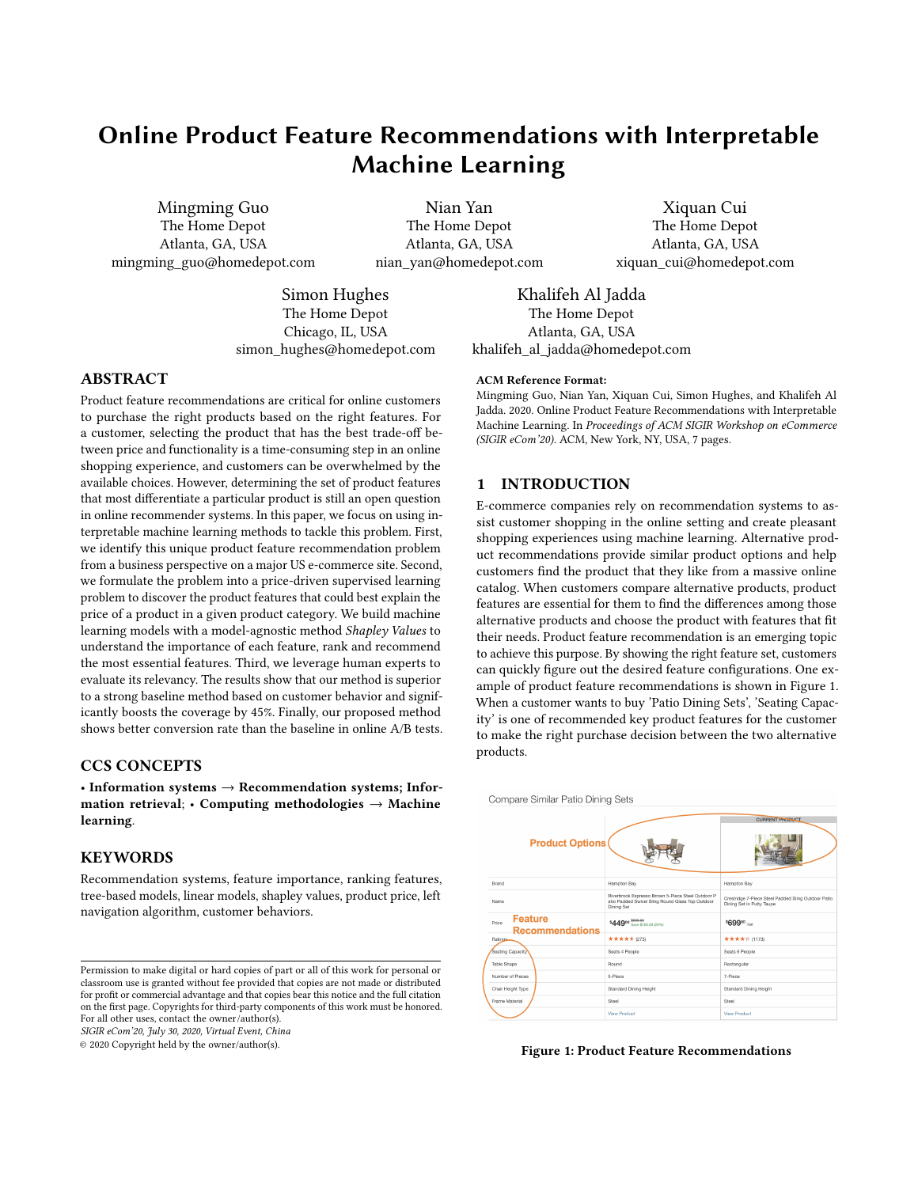# Online Product Feature Recommendations with Interpretable Machine Learning

Mingming Guo
The Home Depot
Atlanta, GA, USA
mingming_guo@homedepot.com

Nian Yan
The Home Depot
Atlanta, GA, USA
nian_yan@homedepot.com

Xiquan Cui
The Home Depot
Atlanta, GA, USA
xiquan_cui@homedepot.com

Simon Hughes
The Home Depot
Chicago, IL, USA
simon_hughes@homedepot.com

Khalifeh Al Jadda
The Home Depot
Atlanta, GA, USA
khalifeh_al_jadda@homedepot.com

## ABSTRACT

Product feature recommendations are critical for online customers to purchase the right products based on the right features. For a customer, selecting the product that has the best trade-off between price and functionality is a time-consuming step in an online shopping experience, and customers can be overwhelmed by the available choices. However, determining the set of product features that most differentiate a particular product is still an open question in online recommender systems. In this paper, we focus on using interpretable machine learning methods to tackle this problem. First, we identify this unique product feature recommendation problem from a business perspective on a major US e-commerce site. Second, we formulate the problem into a price-driven supervised learning problem to discover the product features that could best explain the price of a product in a given product category. We build machine learning models with a model-agnostic method *Shapley Values* to understand the importance of each feature, rank and recommend the most essential features. Third, we leverage human experts to evaluate its relevancy. The results show that our method is superior to a strong baseline method based on customer behavior and significantly boosts the coverage by 45%. Finally, our proposed method shows better conversion rate than the baseline in online A/B tests.

## CCS CONCEPTS

• **Information systems** → **Recommendation systems; Information retrieval**; • **Computing methodologies** → **Machine learning**.

## KEYWORDS

Recommendation systems, feature importance, ranking features, tree-based models, linear models, shapley values, product price, left navigation algorithm, customer behaviors.

Permission to make digital or hard copies of part or all of this work for personal or classroom use is granted without fee provided that copies are not made or distributed for profit or commercial advantage and that copies bear this notice and the full citation on the first page. Copyrights for third-party components of this work must be honored. For all other uses, contact the owner/author(s).
*SIGIR eCom'20, July 30, 2020, Virtual Event, China*
© 2020 Copyright held by the owner/author(s).

**ACM Reference Format:**
Mingming Guo, Nian Yan, Xiquan Cui, Simon Hughes, and Khalifeh Al Jadda. 2020. Online Product Feature Recommendations with Interpretable Machine Learning. In *Proceedings of ACM SIGIR Workshop on eCommerce (SIGIR eCom'20).* ACM, New York, NY, USA, 7 pages.

## 1 INTRODUCTION

E-commerce companies rely on recommendation systems to assist customer shopping in the online setting and create pleasant shopping experiences using machine learning. Alternative product recommendations provide similar product options and help customers find the product that they like from a massive online catalog. When customers compare alternative products, product features are essential for them to find the differences among those alternative products and choose the product with features that fit their needs. Product feature recommendation is an emerging topic to achieve this purpose. By showing the right feature set, customers can quickly figure out the desired feature configurations. One example of product feature recommendations is shown in Figure 1. When a customer wants to buy 'Patio Dining Sets', 'Seating Capacity' is one of recommended key product features for the customer to make the right purchase decision between the two alternative products.

**Figure 1: Product Feature Recommendations**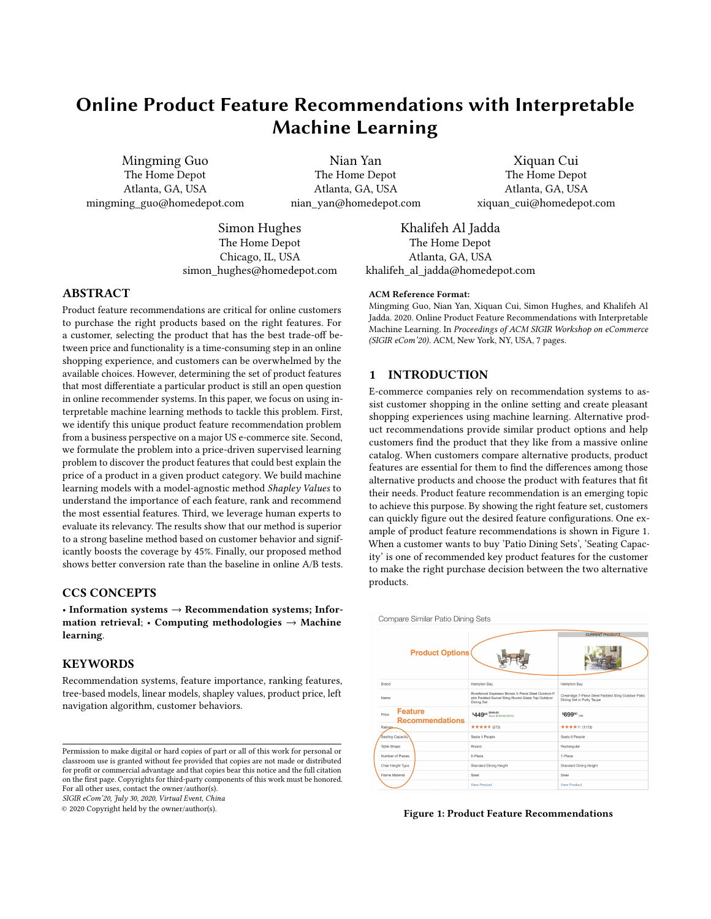# Online Product Feature Recommendations with Interpretable Machine Learning

Mingming Guo
The Home Depot
Atlanta, GA, USA
mingming_guo@homedepot.com

Nian Yan
The Home Depot
Atlanta, GA, USA
nian_yan@homedepot.com

Xiquan Cui
The Home Depot
Atlanta, GA, USA
xiquan_cui@homedepot.com

Simon Hughes
The Home Depot
Chicago, IL, USA
simon_hughes@homedepot.com

Khalifeh Al Jadda
The Home Depot
Atlanta, GA, USA
khalifeh_al_jadda@homedepot.com

## ABSTRACT

Product feature recommendations are critical for online customers to purchase the right products based on the right features. For a customer, selecting the product that has the best trade-off between price and functionality is a time-consuming step in an online shopping experience, and customers can be overwhelmed by the available choices. However, determining the set of product features that most differentiate a particular product is still an open question in online recommender systems. In this paper, we focus on using interpretable machine learning methods to tackle this problem. First, we identify this unique product feature recommendation problem from a business perspective on a major US e-commerce site. Second, we formulate the problem into a price-driven supervised learning problem to discover the product features that could best explain the price of a product in a given product category. We build machine learning models with a model-agnostic method *Shapley Values* to understand the importance of each feature, rank and recommend the most essential features. Third, we leverage human experts to evaluate its relevancy. The results show that our method is superior to a strong baseline method based on customer behavior and significantly boosts the coverage by 45%. Finally, our proposed method shows better conversion rate than the baseline in online A/B tests.

## CCS CONCEPTS

• **Information systems** → **Recommendation systems; Information retrieval**; • **Computing methodologies** → **Machine learning**.

## KEYWORDS

Recommendation systems, feature importance, ranking features, tree-based models, linear models, shapley values, product price, left navigation algorithm, customer behaviors.

Permission to make digital or hard copies of part or all of this work for personal or classroom use is granted without fee provided that copies are not made or distributed for profit or commercial advantage and that copies bear this notice and the full citation on the first page. Copyrights for third-party components of this work must be honored. For all other uses, contact the owner/author(s).
*SIGIR eCom'20, July 30, 2020, Virtual Event, China*
© 2020 Copyright held by the owner/author(s).

**ACM Reference Format:**
Mingming Guo, Nian Yan, Xiquan Cui, Simon Hughes, and Khalifeh Al Jadda. 2020. Online Product Feature Recommendations with Interpretable Machine Learning. In *Proceedings of ACM SIGIR Workshop on eCommerce (SIGIR eCom'20).* ACM, New York, NY, USA, 7 pages.

## 1 INTRODUCTION

E-commerce companies rely on recommendation systems to assist customer shopping in the online setting and create pleasant shopping experiences using machine learning. Alternative product recommendations provide similar product options and help customers find the product that they like from a massive online catalog. When customers compare alternative products, product features are essential for them to find the differences among those alternative products and choose the product with features that fit their needs. Product feature recommendation is an emerging topic to achieve this purpose. By showing the right feature set, customers can quickly figure out the desired feature configurations. One example of product feature recommendations is shown in Figure 1. When a customer wants to buy 'Patio Dining Sets', 'Seating Capacity' is one of recommended key product features for the customer to make the right purchase decision between the two alternative products.

Figure 1: Product Feature Recommendations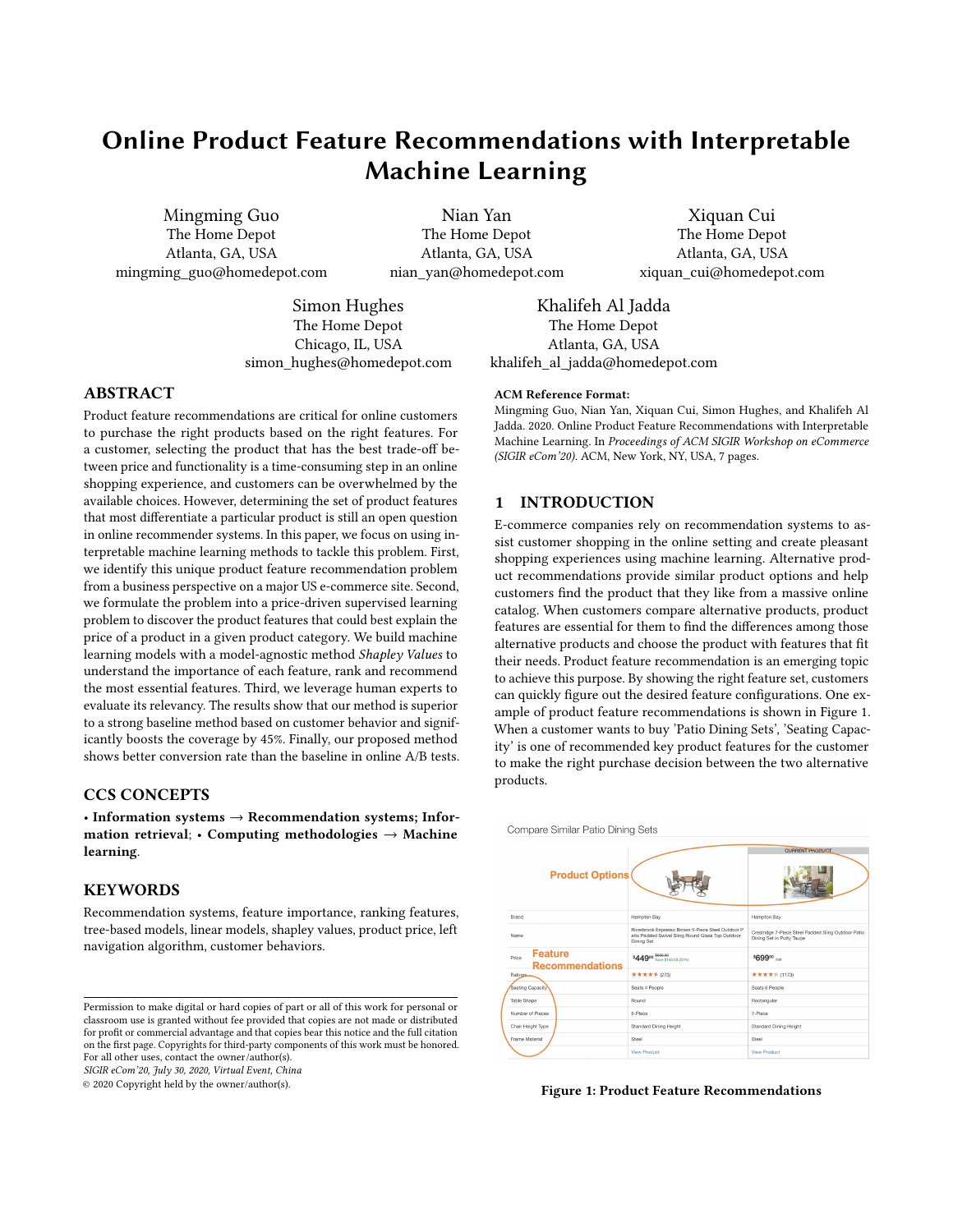# Online Product Feature Recommendations with Interpretable Machine Learning

Mingming Guo
The Home Depot
Atlanta, GA, USA
mingming_guo@homedepot.com

Nian Yan
The Home Depot
Atlanta, GA, USA
nian_yan@homedepot.com

Xiquan Cui
The Home Depot
Atlanta, GA, USA
xiquan_cui@homedepot.com

Simon Hughes
The Home Depot
Chicago, IL, USA
simon_hughes@homedepot.com

Khalifeh Al Jadda
The Home Depot
Atlanta, GA, USA
khalifeh_al_jadda@homedepot.com

## ABSTRACT

Product feature recommendations are critical for online customers to purchase the right products based on the right features. For a customer, selecting the product that has the best trade-off between price and functionality is a time-consuming step in an online shopping experience, and customers can be overwhelmed by the available choices. However, determining the set of product features that most differentiate a particular product is still an open question in online recommender systems. In this paper, we focus on using interpretable machine learning methods to tackle this problem. First, we identify this unique product feature recommendation problem from a business perspective on a major US e-commerce site. Second, we formulate the problem into a price-driven supervised learning problem to discover the product features that could best explain the price of a product in a given product category. We build machine learning models with a model-agnostic method *Shapley Values* to understand the importance of each feature, rank and recommend the most essential features. Third, we leverage human experts to evaluate its relevancy. The results show that our method is superior to a strong baseline method based on customer behavior and significantly boosts the coverage by 45%. Finally, our proposed method shows better conversion rate than the baseline in online A/B tests.

## CCS CONCEPTS

• **Information systems** → **Recommendation systems; Information retrieval**; • **Computing methodologies** → **Machine learning**.

## KEYWORDS

Recommendation systems, feature importance, ranking features, tree-based models, linear models, shapley values, product price, left navigation algorithm, customer behaviors.

Permission to make digital or hard copies of part or all of this work for personal or classroom use is granted without fee provided that copies are not made or distributed for profit or commercial advantage and that copies bear this notice and the full citation on the first page. Copyrights for third-party components of this work must be honored. For all other uses, contact the owner/author(s).
*SIGIR eCom'20, July 30, 2020, Virtual Event, China*
© 2020 Copyright held by the owner/author(s).

**ACM Reference Format:**
Mingming Guo, Nian Yan, Xiquan Cui, Simon Hughes, and Khalifeh Al Jadda. 2020. Online Product Feature Recommendations with Interpretable Machine Learning. In *Proceedings of ACM SIGIR Workshop on eCommerce (SIGIR eCom'20).* ACM, New York, NY, USA, 7 pages.

## 1 INTRODUCTION

E-commerce companies rely on recommendation systems to assist customer shopping in the online setting and create pleasant shopping experiences using machine learning. Alternative product recommendations provide similar product options and help customers find the product that they like from a massive online catalog. When customers compare alternative products, product features are essential for them to find the differences among those alternative products and choose the product with features that fit their needs. Product feature recommendation is an emerging topic to achieve this purpose. By showing the right feature set, customers can quickly figure out the desired feature configurations. One example of product feature recommendations is shown in Figure 1. When a customer wants to buy 'Patio Dining Sets', 'Seating Capacity' is one of recommended key product features for the customer to make the right purchase decision between the two alternative products.

**Figure 1: Product Feature Recommendations**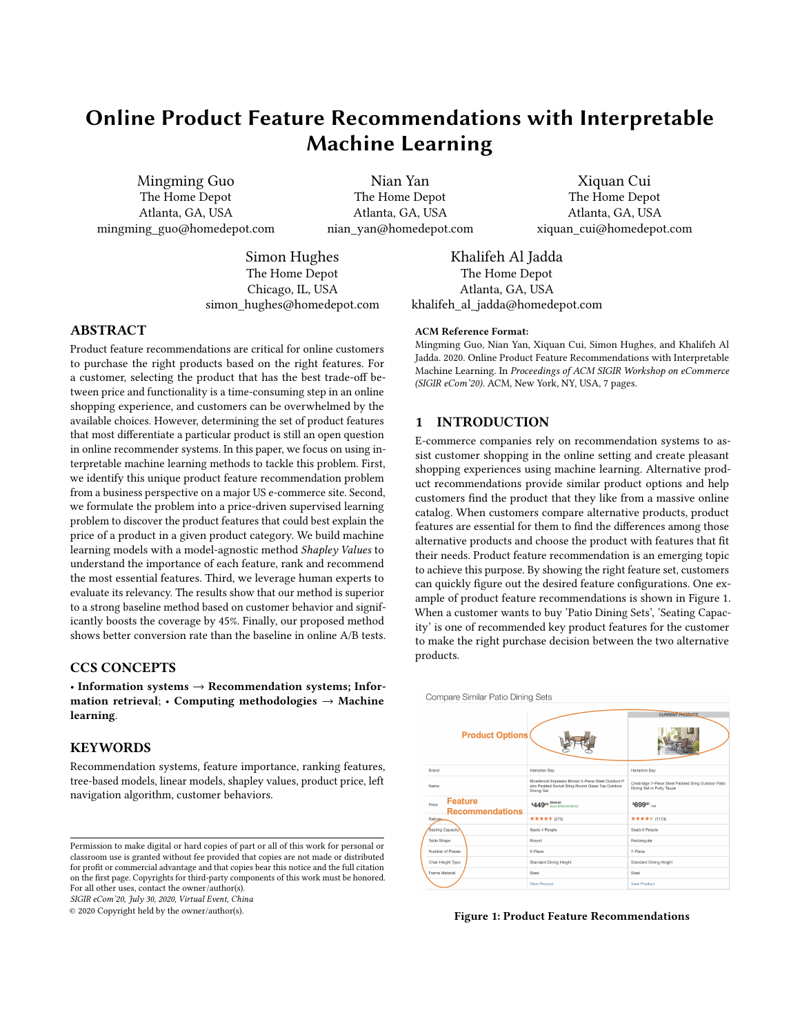# Online Product Feature Recommendations with Interpretable Machine Learning

Mingming Guo
The Home Depot
Atlanta, GA, USA
mingming_guo@homedepot.com

Nian Yan
The Home Depot
Atlanta, GA, USA
nian_yan@homedepot.com

Xiquan Cui
The Home Depot
Atlanta, GA, USA
xiquan_cui@homedepot.com

Simon Hughes
The Home Depot
Chicago, IL, USA
simon_hughes@homedepot.com

Khalifeh Al Jadda
The Home Depot
Atlanta, GA, USA
khalifeh_al_jadda@homedepot.com

## ABSTRACT

Product feature recommendations are critical for online customers to purchase the right products based on the right features. For a customer, selecting the product that has the best trade-off between price and functionality is a time-consuming step in an online shopping experience, and customers can be overwhelmed by the available choices. However, determining the set of product features that most differentiate a particular product is still an open question in online recommender systems. In this paper, we focus on using interpretable machine learning methods to tackle this problem. First, we identify this unique product feature recommendation problem from a business perspective on a major US e-commerce site. Second, we formulate the problem into a price-driven supervised learning problem to discover the product features that could best explain the price of a product in a given product category. We build machine learning models with a model-agnostic method *Shapley Values* to understand the importance of each feature, rank and recommend the most essential features. Third, we leverage human experts to evaluate its relevancy. The results show that our method is superior to a strong baseline method based on customer behavior and significantly boosts the coverage by 45%. Finally, our proposed method shows better conversion rate than the baseline in online A/B tests.

## CCS CONCEPTS

• **Information systems** → **Recommendation systems; Information retrieval**; • **Computing methodologies** → **Machine learning**.

## KEYWORDS

Recommendation systems, feature importance, ranking features, tree-based models, linear models, shapley values, product price, left navigation algorithm, customer behaviors.

Permission to make digital or hard copies of part or all of this work for personal or classroom use is granted without fee provided that copies are not made or distributed for profit or commercial advantage and that copies bear this notice and the full citation on the first page. Copyrights for third-party components of this work must be honored. For all other uses, contact the owner/author(s).
*SIGIR eCom'20, July 30, 2020, Virtual Event, China*
© 2020 Copyright held by the owner/author(s).

**ACM Reference Format:**
Mingming Guo, Nian Yan, Xiquan Cui, Simon Hughes, and Khalifeh Al Jadda. 2020. Online Product Feature Recommendations with Interpretable Machine Learning. In *Proceedings of ACM SIGIR Workshop on eCommerce (SIGIR eCom'20).* ACM, New York, NY, USA, 7 pages.

## 1 INTRODUCTION

E-commerce companies rely on recommendation systems to assist customer shopping in the online setting and create pleasant shopping experiences using machine learning. Alternative product recommendations provide similar product options and help customers find the product that they like from a massive online catalog. When customers compare alternative products, product features are essential for them to find the differences among those alternative products and choose the product with features that fit their needs. Product feature recommendation is an emerging topic to achieve this purpose. By showing the right feature set, customers can quickly figure out the desired feature configurations. One example of product feature recommendations is shown in Figure 1. When a customer wants to buy 'Patio Dining Sets', 'Seating Capacity' is one of recommended key product features for the customer to make the right purchase decision between the two alternative products.

**Figure 1: Product Feature Recommendations**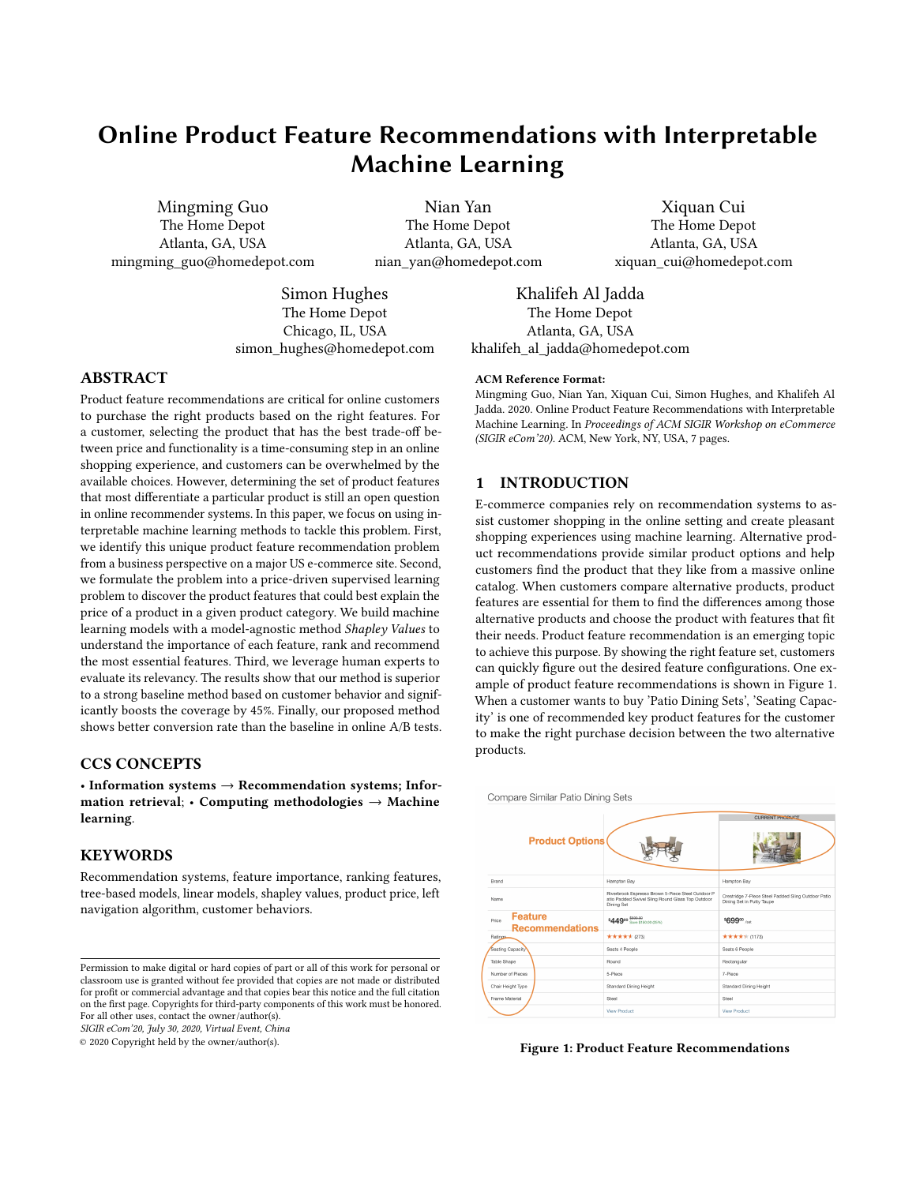# Online Product Feature Recommendations with Interpretable Machine Learning

Mingming Guo
The Home Depot
Atlanta, GA, USA
mingming_guo@homedepot.com

Nian Yan
The Home Depot
Atlanta, GA, USA
nian_yan@homedepot.com

Xiquan Cui
The Home Depot
Atlanta, GA, USA
xiquan_cui@homedepot.com

Simon Hughes
The Home Depot
Chicago, IL, USA
simon_hughes@homedepot.com

Khalifeh Al Jadda
The Home Depot
Atlanta, GA, USA
khalifeh_al_jadda@homedepot.com

## ABSTRACT

Product feature recommendations are critical for online customers to purchase the right products based on the right features. For a customer, selecting the product that has the best trade-off between price and functionality is a time-consuming step in an online shopping experience, and customers can be overwhelmed by the available choices. However, determining the set of product features that most differentiate a particular product is still an open question in online recommender systems. In this paper, we focus on using interpretable machine learning methods to tackle this problem. First, we identify this unique product feature recommendation problem from a business perspective on a major US e-commerce site. Second, we formulate the problem into a price-driven supervised learning problem to discover the product features that could best explain the price of a product in a given product category. We build machine learning models with a model-agnostic method *Shapley Values* to understand the importance of each feature, rank and recommend the most essential features. Third, we leverage human experts to evaluate its relevancy. The results show that our method is superior to a strong baseline method based on customer behavior and significantly boosts the coverage by 45%. Finally, our proposed method shows better conversion rate than the baseline in online A/B tests.

## CCS CONCEPTS

• **Information systems** → **Recommendation systems; Information retrieval**; • **Computing methodologies** → **Machine learning**.

## KEYWORDS

Recommendation systems, feature importance, ranking features, tree-based models, linear models, shapley values, product price, left navigation algorithm, customer behaviors.

Permission to make digital or hard copies of part or all of this work for personal or classroom use is granted without fee provided that copies are not made or distributed for profit or commercial advantage and that copies bear this notice and the full citation on the first page. Copyrights for third-party components of this work must be honored. For all other uses, contact the owner/author(s).
*SIGIR eCom'20, July 30, 2020, Virtual Event, China*
© 2020 Copyright held by the owner/author(s).

**ACM Reference Format:**
Mingming Guo, Nian Yan, Xiquan Cui, Simon Hughes, and Khalifeh Al Jadda. 2020. Online Product Feature Recommendations with Interpretable Machine Learning. In *Proceedings of ACM SIGIR Workshop on eCommerce (SIGIR eCom'20).* ACM, New York, NY, USA, 7 pages.

## 1 INTRODUCTION

E-commerce companies rely on recommendation systems to assist customer shopping in the online setting and create pleasant shopping experiences using machine learning. Alternative product recommendations provide similar product options and help customers find the product that they like from a massive online catalog. When customers compare alternative products, product features are essential for them to find the differences among those alternative products and choose the product with features that fit their needs. Product feature recommendation is an emerging topic to achieve this purpose. By showing the right feature set, customers can quickly figure out the desired feature configurations. One example of product feature recommendations is shown in Figure 1. When a customer wants to buy 'Patio Dining Sets', 'Seating Capacity' is one of recommended key product features for the customer to make the right purchase decision between the two alternative products.

**Figure 1: Product Feature Recommendations**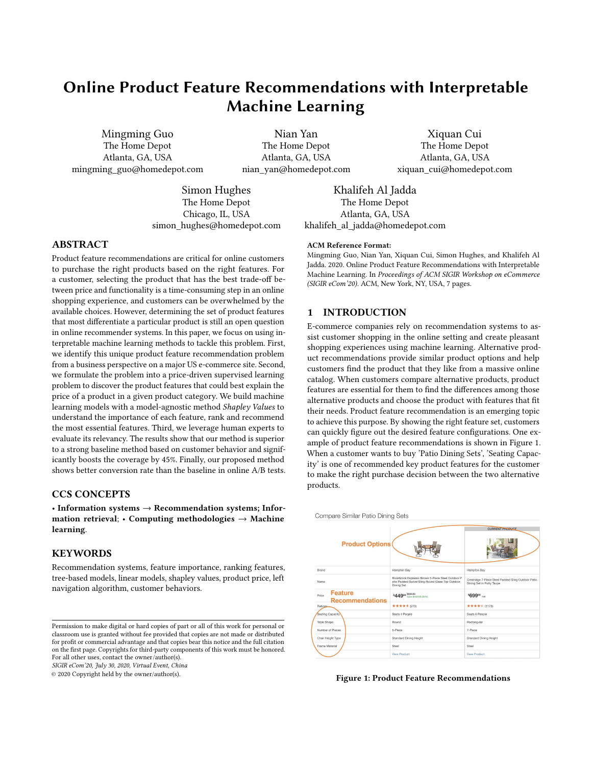# Online Product Feature Recommendations with Interpretable Machine Learning

Mingming Guo
The Home Depot
Atlanta, GA, USA
mingming_guo@homedepot.com

Nian Yan
The Home Depot
Atlanta, GA, USA
nian_yan@homedepot.com

Xiquan Cui
The Home Depot
Atlanta, GA, USA
xiquan_cui@homedepot.com

Simon Hughes
The Home Depot
Chicago, IL, USA
simon_hughes@homedepot.com

Khalifeh Al Jadda
The Home Depot
Atlanta, GA, USA
khalifeh_al_jadda@homedepot.com

## ABSTRACT

Product feature recommendations are critical for online customers to purchase the right products based on the right features. For a customer, selecting the product that has the best trade-off between price and functionality is a time-consuming step in an online shopping experience, and customers can be overwhelmed by the available choices. However, determining the set of product features that most differentiate a particular product is still an open question in online recommender systems. In this paper, we focus on using interpretable machine learning methods to tackle this problem. First, we identify this unique product feature recommendation problem from a business perspective on a major US e-commerce site. Second, we formulate the problem into a price-driven supervised learning problem to discover the product features that could best explain the price of a product in a given product category. We build machine learning models with a model-agnostic method *Shapley Values* to understand the importance of each feature, rank and recommend the most essential features. Third, we leverage human experts to evaluate its relevancy. The results show that our method is superior to a strong baseline method based on customer behavior and significantly boosts the coverage by 45%. Finally, our proposed method shows better conversion rate than the baseline in online A/B tests.

## CCS CONCEPTS

• **Information systems** → **Recommendation systems; Information retrieval**; • **Computing methodologies** → **Machine learning**.

## KEYWORDS

Recommendation systems, feature importance, ranking features, tree-based models, linear models, shapley values, product price, left navigation algorithm, customer behaviors.

Permission to make digital or hard copies of part or all of this work for personal or classroom use is granted without fee provided that copies are not made or distributed for profit or commercial advantage and that copies bear this notice and the full citation on the first page. Copyrights for third-party components of this work must be honored. For all other uses, contact the owner/author(s).
*SIGIR eCom'20, July 30, 2020, Virtual Event, China*
© 2020 Copyright held by the owner/author(s).

**ACM Reference Format:**
Mingming Guo, Nian Yan, Xiquan Cui, Simon Hughes, and Khalifeh Al Jadda. 2020. Online Product Feature Recommendations with Interpretable Machine Learning. In *Proceedings of ACM SIGIR Workshop on eCommerce (SIGIR eCom'20).* ACM, New York, NY, USA, 7 pages.

## 1 INTRODUCTION

E-commerce companies rely on recommendation systems to assist customer shopping in the online setting and create pleasant shopping experiences using machine learning. Alternative product recommendations provide similar product options and help customers find the product that they like from a massive online catalog. When customers compare alternative products, product features are essential for them to find the differences among those alternative products and choose the product with features that fit their needs. Product feature recommendation is an emerging topic to achieve this purpose. By showing the right feature set, customers can quickly figure out the desired feature configurations. One example of product feature recommendations is shown in Figure 1. When a customer wants to buy 'Patio Dining Sets', 'Seating Capacity' is one of recommended key product features for the customer to make the right purchase decision between the two alternative products.

**Figure 1: Product Feature Recommendations**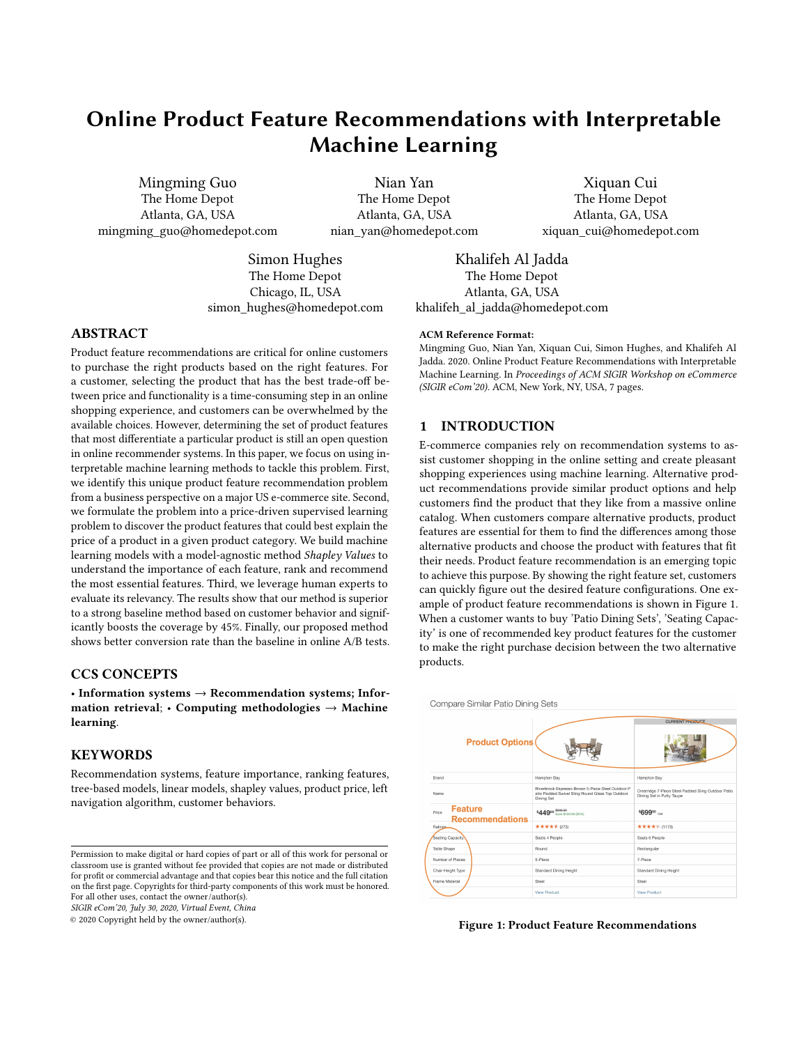# Online Product Feature Recommendations with Interpretable Machine Learning

Mingming Guo
The Home Depot
Atlanta, GA, USA
mingming_guo@homedepot.com

Nian Yan
The Home Depot
Atlanta, GA, USA
nian_yan@homedepot.com

Xiquan Cui
The Home Depot
Atlanta, GA, USA
xiquan_cui@homedepot.com

Simon Hughes
The Home Depot
Chicago, IL, USA
simon_hughes@homedepot.com

Khalifeh Al Jadda
The Home Depot
Atlanta, GA, USA
khalifeh_al_jadda@homedepot.com

## ABSTRACT

Product feature recommendations are critical for online customers to purchase the right products based on the right features. For a customer, selecting the product that has the best trade-off between price and functionality is a time-consuming step in an online shopping experience, and customers can be overwhelmed by the available choices. However, determining the set of product features that most differentiate a particular product is still an open question in online recommender systems. In this paper, we focus on using interpretable machine learning methods to tackle this problem. First, we identify this unique product feature recommendation problem from a business perspective on a major US e-commerce site. Second, we formulate the problem into a price-driven supervised learning problem to discover the product features that could best explain the price of a product in a given product category. We build machine learning models with a model-agnostic method *Shapley Values* to understand the importance of each feature, rank and recommend the most essential features. Third, we leverage human experts to evaluate its relevancy. The results show that our method is superior to a strong baseline method based on customer behavior and significantly boosts the coverage by 45%. Finally, our proposed method shows better conversion rate than the baseline in online A/B tests.

## CCS CONCEPTS

• **Information systems** → **Recommendation systems; Information retrieval**; • **Computing methodologies** → **Machine learning**.

## KEYWORDS

Recommendation systems, feature importance, ranking features, tree-based models, linear models, shapley values, product price, left navigation algorithm, customer behaviors.

Permission to make digital or hard copies of part or all of this work for personal or classroom use is granted without fee provided that copies are not made or distributed for profit or commercial advantage and that copies bear this notice and the full citation on the first page. Copyrights for third-party components of this work must be honored. For all other uses, contact the owner/author(s).
*SIGIR eCom'20, July 30, 2020, Virtual Event, China*
© 2020 Copyright held by the owner/author(s).

**ACM Reference Format:**
Mingming Guo, Nian Yan, Xiquan Cui, Simon Hughes, and Khalifeh Al Jadda. 2020. Online Product Feature Recommendations with Interpretable Machine Learning. In *Proceedings of ACM SIGIR Workshop on eCommerce (SIGIR eCom'20).* ACM, New York, NY, USA, 7 pages.

## 1 INTRODUCTION

E-commerce companies rely on recommendation systems to assist customer shopping in the online setting and create pleasant shopping experiences using machine learning. Alternative product recommendations provide similar product options and help customers find the product that they like from a massive online catalog. When customers compare alternative products, product features are essential for them to find the differences among those alternative products and choose the product with features that fit their needs. Product feature recommendation is an emerging topic to achieve this purpose. By showing the right feature set, customers can quickly figure out the desired feature configurations. One example of product feature recommendations is shown in Figure 1. When a customer wants to buy 'Patio Dining Sets', 'Seating Capacity' is one of recommended key product features for the customer to make the right purchase decision between the two alternative products.

Compare Similar Patio Dining Sets

Product Options

Feature Recommendations

| | | CURRENT PRODUCT |
|---|---|---|
| Brand | Hampton Bay | Hampton Bay |
| Name | Riverbrook Espresso Brown 5-Piece Steel Outdoor Patio Padded Swivel Sling Round Glass Top Outdoor Dining Set | Crestridge 7-Piece Steel Padded Sling Outdoor Patio Dining Set in Putty Taupe |
| Price | $449 | $699 |
| Ratings | (273) | (1173) |
| Seating Capacity | Seats 4 People | Seats 6 People |
| Table Shape | Round | Rectangular |
| Number of Pieces | 5-Piece | 7-Piece |
| Chair Height Type | Standard Dining Height | Standard Dining Height |
| Frame Material | Steel | Steel |
| | View Product | View Product |

**Figure 1: Product Feature Recommendations**